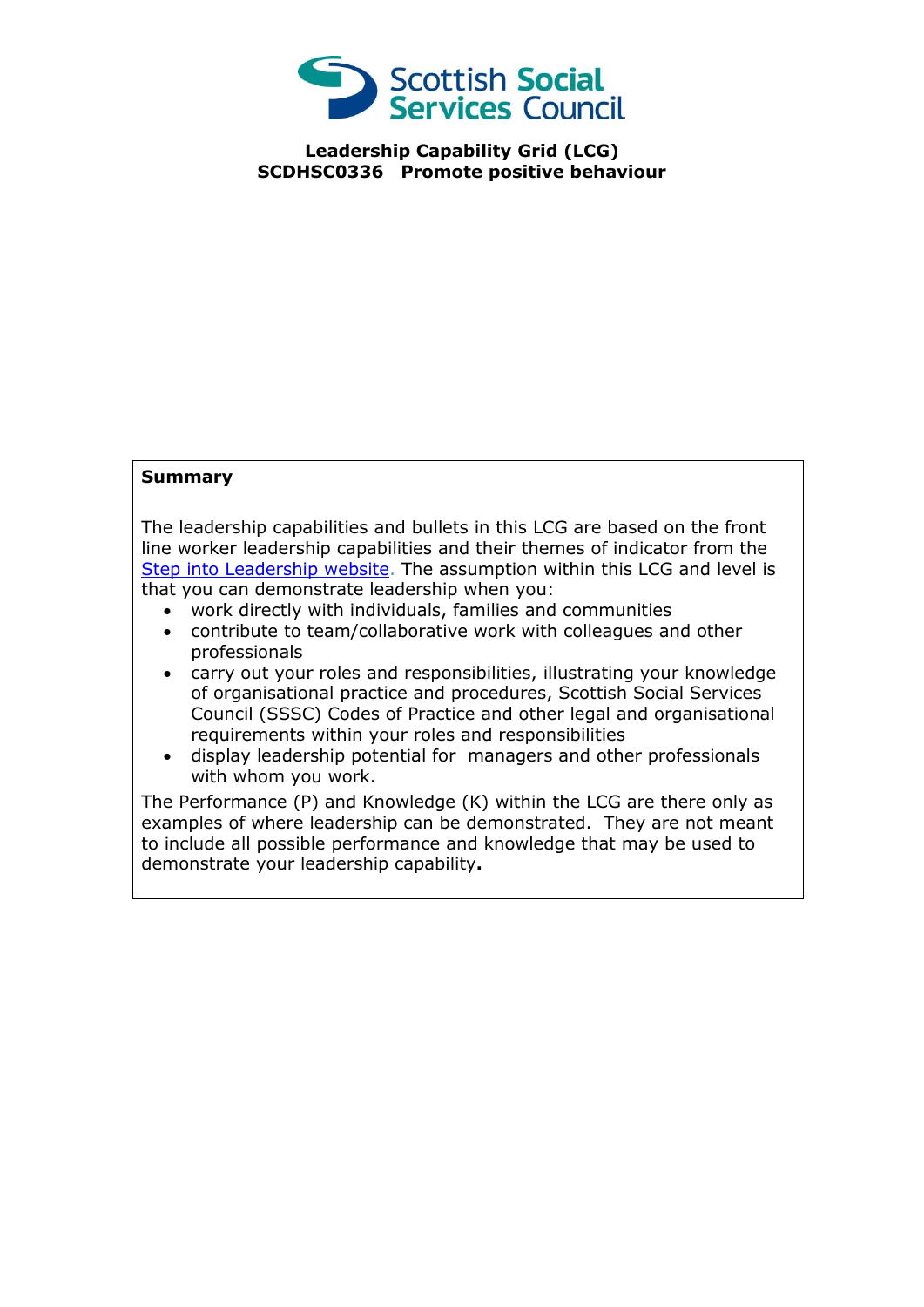Scottish Social Services Council

**Leadership Capability Grid (LCG)**
**SCDHSC0336 Promote positive behaviour**

**Summary**

The leadership capabilities and bullets in this LCG are based on the front line worker leadership capabilities and their themes of indicator from the [Step into Leadership website](). The assumption within this LCG and level is that you can demonstrate leadership when you:

- work directly with individuals, families and communities
- contribute to team/collaborative work with colleagues and other professionals
- carry out your roles and responsibilities, illustrating your knowledge of organisational practice and procedures, Scottish Social Services Council (SSSC) Codes of Practice and other legal and organisational requirements within your roles and responsibilities
- display leadership potential for managers and other professionals with whom you work.

The Performance (P) and Knowledge (K) within the LCG are there only as examples of where leadership can be demonstrated. They are not meant to include all possible performance and knowledge that may be used to demonstrate your leadership capability**.**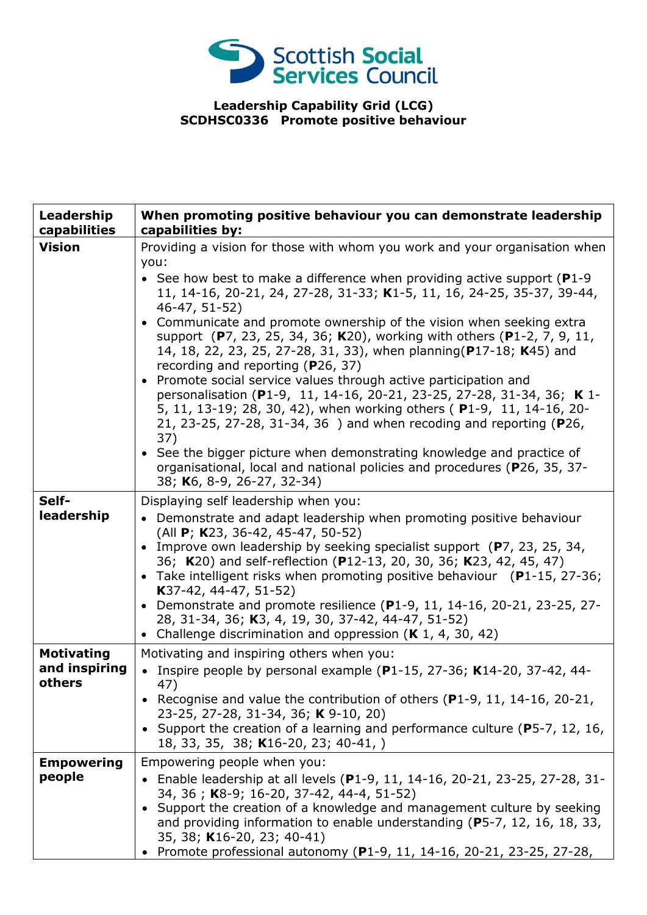**Leadership Capability Grid (LCG)**
**SCDHSC0336 Promote positive behaviour**

| Leadership capabilities | When promoting positive behaviour you can demonstrate leadership capabilities by: |
|---|---|
| **Vision** | Providing a vision for those with whom you work and your organisation when you:<br>• See how best to make a difference when providing active support (**P**1-9 11, 14-16, 20-21, 24, 27-28, 31-33; **K**1-5, 11, 16, 24-25, 35-37, 39-44, 46-47, 51-52)<br>• Communicate and promote ownership of the vision when seeking extra support (**P**7, 23, 25, 34, 36; **K**20), working with others (**P**1-2, 7, 9, 11, 14, 18, 22, 23, 25, 27-28, 31, 33), when planning(**P**17-18; **K**45) and recording and reporting (**P**26, 37)<br>• Promote social service values through active participation and personalisation (**P**1-9, 11, 14-16, 20-21, 23-25, 27-28, 31-34, 36; **K** 1-5, 11, 13-19; 28, 30, 42), when working others ( **P**1-9, 11, 14-16, 20-21, 23-25, 27-28, 31-34, 36 ) and when recoding and reporting (**P**26, 37)<br>• See the bigger picture when demonstrating knowledge and practice of organisational, local and national policies and procedures (**P**26, 35, 37-38; **K**6, 8-9, 26-27, 32-34) |
| **Self-leadership** | Displaying self leadership when you:<br>• Demonstrate and adapt leadership when promoting positive behaviour (All **P**; **K**23, 36-42, 45-47, 50-52)<br>• Improve own leadership by seeking specialist support (**P**7, 23, 25, 34, 36; **K**20) and self-reflection (**P**12-13, 20, 30, 36; **K**23, 42, 45, 47)<br>• Take intelligent risks when promoting positive behaviour (**P**1-15, 27-36; **K**37-42, 44-47, 51-52)<br>• Demonstrate and promote resilience (**P**1-9, 11, 14-16, 20-21, 23-25, 27-28, 31-34, 36; **K**3, 4, 19, 30, 37-42, 44-47, 51-52)<br>• Challenge discrimination and oppression (**K** 1, 4, 30, 42) |
| **Motivating and inspiring others** | Motivating and inspiring others when you:<br>• Inspire people by personal example (**P**1-15, 27-36; **K**14-20, 37-42, 44-47)<br>• Recognise and value the contribution of others (**P**1-9, 11, 14-16, 20-21, 23-25, 27-28, 31-34, 36; **K** 9-10, 20)<br>• Support the creation of a learning and performance culture (**P**5-7, 12, 16, 18, 33, 35, 38; **K**16-20, 23; 40-41, ) |
| **Empowering people** | Empowering people when you:<br>• Enable leadership at all levels (**P**1-9, 11, 14-16, 20-21, 23-25, 27-28, 31-34, 36 ; **K**8-9; 16-20, 37-42, 44-4, 51-52)<br>• Support the creation of a knowledge and management culture by seeking and providing information to enable understanding (**P**5-7, 12, 16, 18, 33, 35, 38; **K**16-20, 23; 40-41)<br>• Promote professional autonomy (**P**1-9, 11, 14-16, 20-21, 23-25, 27-28, |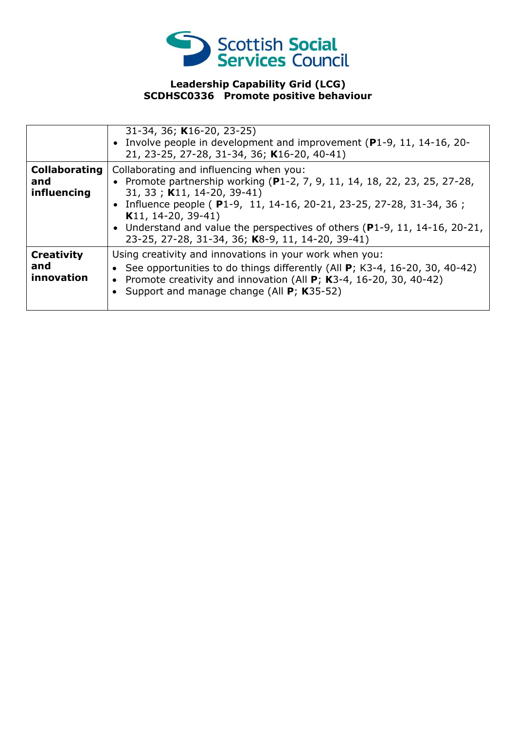**Leadership Capability Grid (LCG)**
**SCDHSC0336 Promote positive behaviour**

| | |
|---|---|
| | 31-34, 36; **K**16-20, 23-25)<br>• Involve people in development and improvement (**P**1-9, 11, 14-16, 20-21, 23-25, 27-28, 31-34, 36; **K**16-20, 40-41) |
| **Collaborating and influencing** | Collaborating and influencing when you:<br>• Promote partnership working (**P**1-2, 7, 9, 11, 14, 18, 22, 23, 25, 27-28, 31, 33 ; **K**11, 14-20, 39-41)<br>• Influence people ( **P**1-9, 11, 14-16, 20-21, 23-25, 27-28, 31-34, 36 ; **K**11, 14-20, 39-41)<br>• Understand and value the perspectives of others (**P**1-9, 11, 14-16, 20-21, 23-25, 27-28, 31-34, 36; **K**8-9, 11, 14-20, 39-41) |
| **Creativity and innovation** | Using creativity and innovations in your work when you:<br>• See opportunities to do things differently (All **P**; K3-4, 16-20, 30, 40-42)<br>• Promote creativity and innovation (All **P**; **K**3-4, 16-20, 30, 40-42)<br>• Support and manage change (All **P**; **K**35-52) |